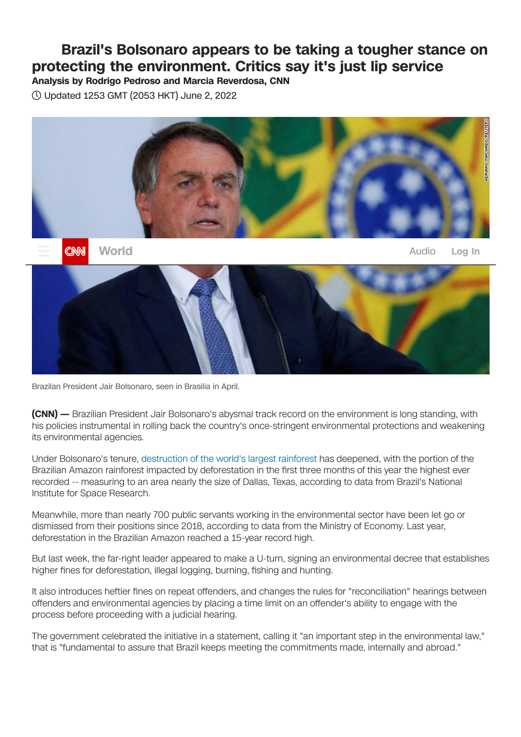# Brazil's Bolsonaro appears to be taking a tougher stance on protecting the environment. Critics say it's just lip service

**Analysis by Rodrigo Pedroso and Marcia Reverdosa, CNN**

Updated 1253 GMT (2053 HKT) June 2, 2022

Brazilan President Jair Bolsonaro, seen in Brasilia in April.

**(CNN) —** Brazilian President Jair Bolsonaro's abysmal track record on the environment is long standing, with his policies instrumental in rolling back the country's once-stringent environmental protections and weakening its environmental agencies.

Under Bolsonaro's tenure, destruction of the world's largest rainforest has deepened, with the portion of the Brazilian Amazon rainforest impacted by deforestation in the first three months of this year the highest ever recorded -- measuring to an area nearly the size of Dallas, Texas, according to data from Brazil's National Institute for Space Research.

Meanwhile, more than nearly 700 public servants working in the environmental sector have been let go or dismissed from their positions since 2018, according to data from the Ministry of Economy. Last year, deforestation in the Brazilian Amazon reached a 15-year record high.

But last week, the far-right leader appeared to make a U-turn, signing an environmental decree that establishes higher fines for deforestation, illegal logging, burning, fishing and hunting.

It also introduces heftier fines on repeat offenders, and changes the rules for "reconciliation" hearings between offenders and environmental agencies by placing a time limit on an offender's ability to engage with the process before proceeding with a judicial hearing.

The government celebrated the initiative in a statement, calling it "an important step in the environmental law," that is "fundamental to assure that Brazil keeps meeting the commitments made, internally and abroad."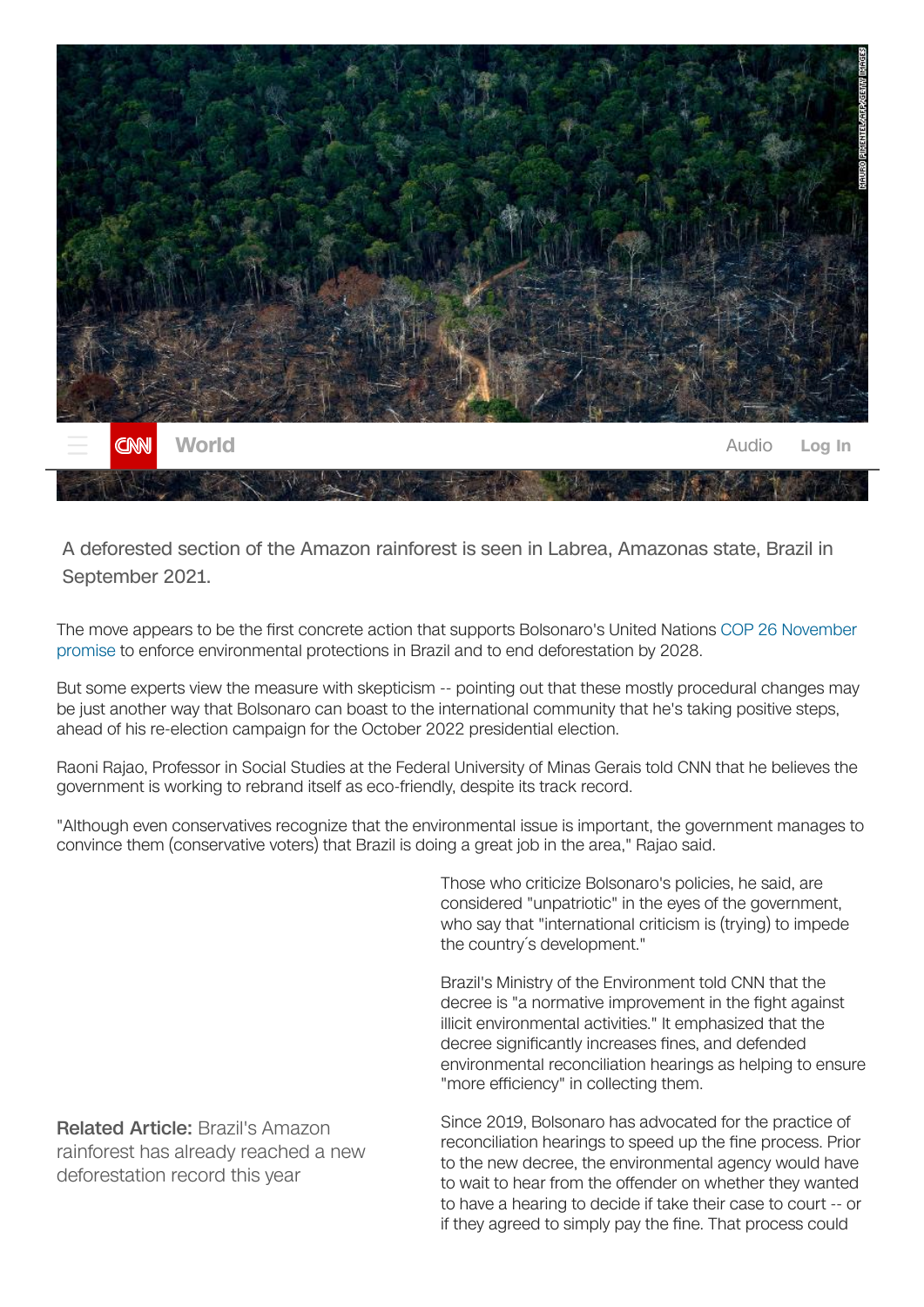A deforested section of the Amazon rainforest is seen in Labrea, Amazonas state, Brazil in September 2021.

The move appears to be the first concrete action that supports Bolsonaro's United Nations COP 26 November promise to enforce environmental protections in Brazil and to end deforestation by 2028.

But some experts view the measure with skepticism -- pointing out that these mostly procedural changes may be just another way that Bolsonaro can boast to the international community that he's taking positive steps, ahead of his re-election campaign for the October 2022 presidential election.

Raoni Rajao, Professor in Social Studies at the Federal University of Minas Gerais told CNN that he believes the government is working to rebrand itself as eco-friendly, despite its track record.

"Although even conservatives recognize that the environmental issue is important, the government manages to convince them (conservative voters) that Brazil is doing a great job in the area," Rajao said.

Those who criticize Bolsonaro's policies, he said, are considered "unpatriotic" in the eyes of the government, who say that "international criticism is (trying) to impede the country´s development."

Brazil's Ministry of the Environment told CNN that the decree is "a normative improvement in the fight against illicit environmental activities." It emphasized that the decree significantly increases fines, and defended environmental reconciliation hearings as helping to ensure "more efficiency" in collecting them.

**Related Article:** Brazil's Amazon rainforest has already reached a new deforestation record this year

Since 2019, Bolsonaro has advocated for the practice of reconciliation hearings to speed up the fine process. Prior to the new decree, the environmental agency would have to wait to hear from the offender on whether they wanted to have a hearing to decide if take their case to court -- or if they agreed to simply pay the fine. That process could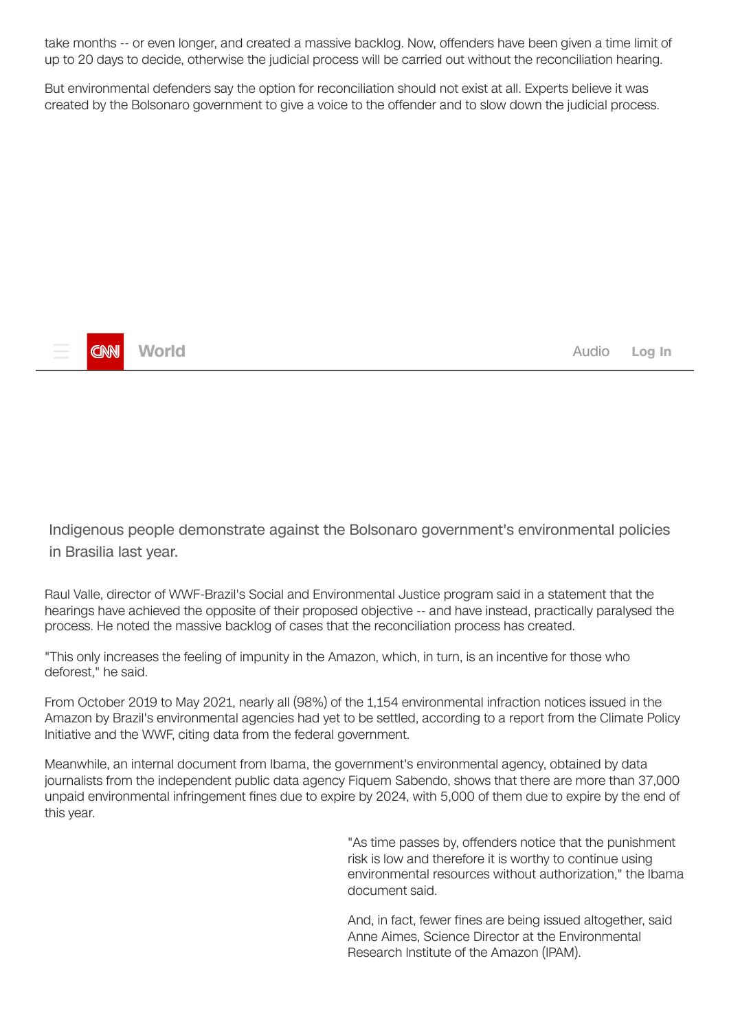take months -- or even longer, and created a massive backlog. Now, offenders have been given a time limit of up to 20 days to decide, otherwise the judicial process will be carried out without the reconciliation hearing.

But environmental defenders say the option for reconciliation should not exist at all. Experts believe it was created by the Bolsonaro government to give a voice to the offender and to slow down the judicial process.

Indigenous people demonstrate against the Bolsonaro government's environmental policies in Brasilia last year.

Raul Valle, director of WWF-Brazil's Social and Environmental Justice program said in a statement that the hearings have achieved the opposite of their proposed objective -- and have instead, practically paralysed the process. He noted the massive backlog of cases that the reconciliation process has created.

"This only increases the feeling of impunity in the Amazon, which, in turn, is an incentive for those who deforest," he said.

From October 2019 to May 2021, nearly all (98%) of the 1,154 environmental infraction notices issued in the Amazon by Brazil's environmental agencies had yet to be settled, according to a report from the Climate Policy Initiative and the WWF, citing data from the federal government.

Meanwhile, an internal document from Ibama, the government's environmental agency, obtained by data journalists from the independent public data agency Fiquem Sabendo, shows that there are more than 37,000 unpaid environmental infringement fines due to expire by 2024, with 5,000 of them due to expire by the end of this year.

"As time passes by, offenders notice that the punishment risk is low and therefore it is worthy to continue using environmental resources without authorization," the Ibama document said.

And, in fact, fewer fines are being issued altogether, said Anne Aimes, Science Director at the Environmental Research Institute of the Amazon (IPAM).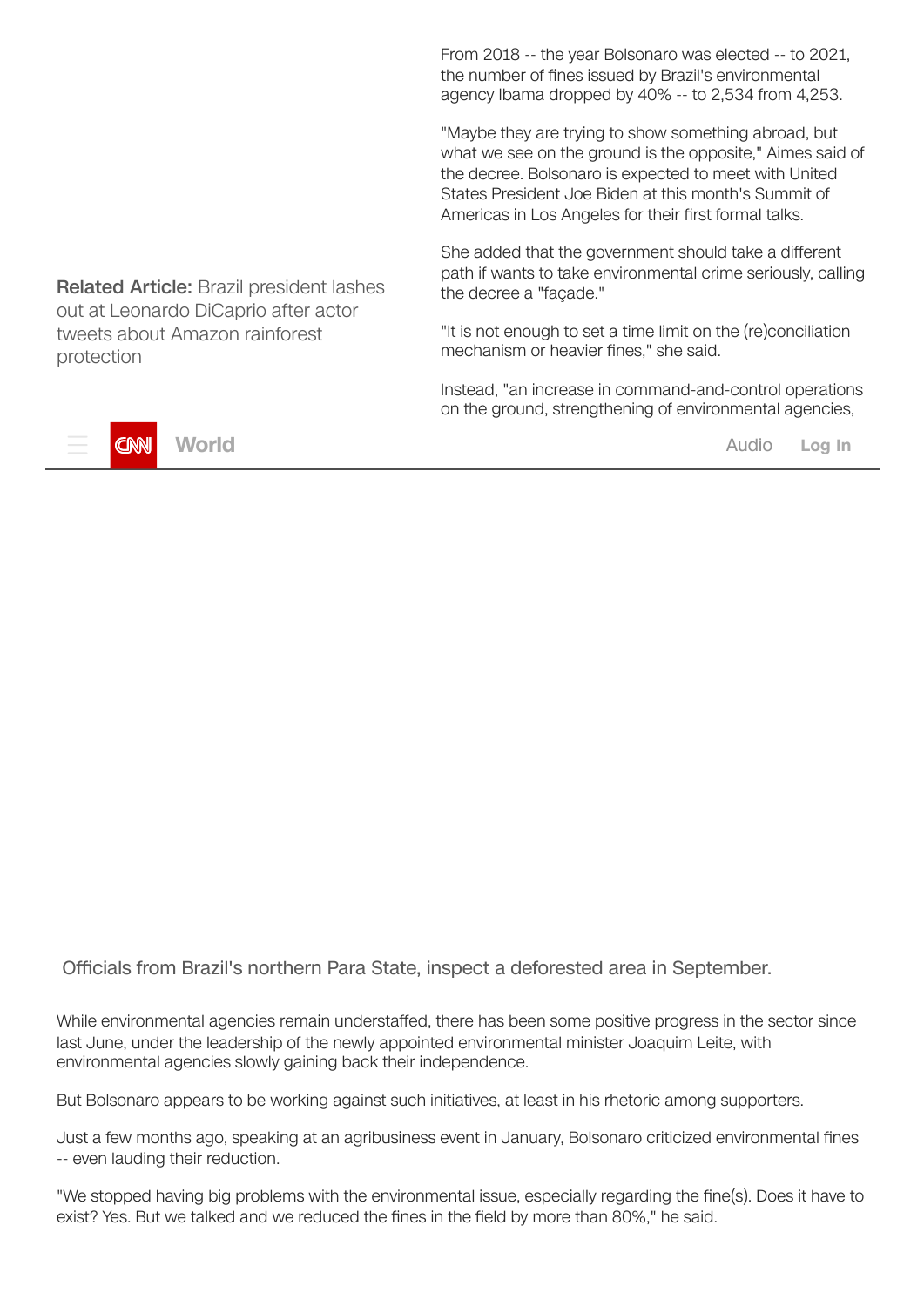From 2018 -- the year Bolsonaro was elected -- to 2021, the number of fines issued by Brazil's environmental agency Ibama dropped by 40% -- to 2,534 from 4,253.

"Maybe they are trying to show something abroad, but what we see on the ground is the opposite," Aimes said of the decree. Bolsonaro is expected to meet with United States President Joe Biden at this month's Summit of Americas in Los Angeles for their first formal talks.

She added that the government should take a different path if wants to take environmental crime seriously, calling the decree a "façade."

"It is not enough to set a time limit on the (re)conciliation mechanism or heavier fines," she said.

Instead, "an increase in command-and-control operations on the ground, strengthening of environmental agencies,

**Related Article:** Brazil president lashes out at Leonardo DiCaprio after actor tweets about Amazon rainforest protection

Officials from Brazil's northern Para State, inspect a deforested area in September.

While environmental agencies remain understaffed, there has been some positive progress in the sector since last June, under the leadership of the newly appointed environmental minister Joaquim Leite, with environmental agencies slowly gaining back their independence.

But Bolsonaro appears to be working against such initiatives, at least in his rhetoric among supporters.

Just a few months ago, speaking at an agribusiness event in January, Bolsonaro criticized environmental fines -- even lauding their reduction.

"We stopped having big problems with the environmental issue, especially regarding the fine(s). Does it have to exist? Yes. But we talked and we reduced the fines in the field by more than 80%," he said.